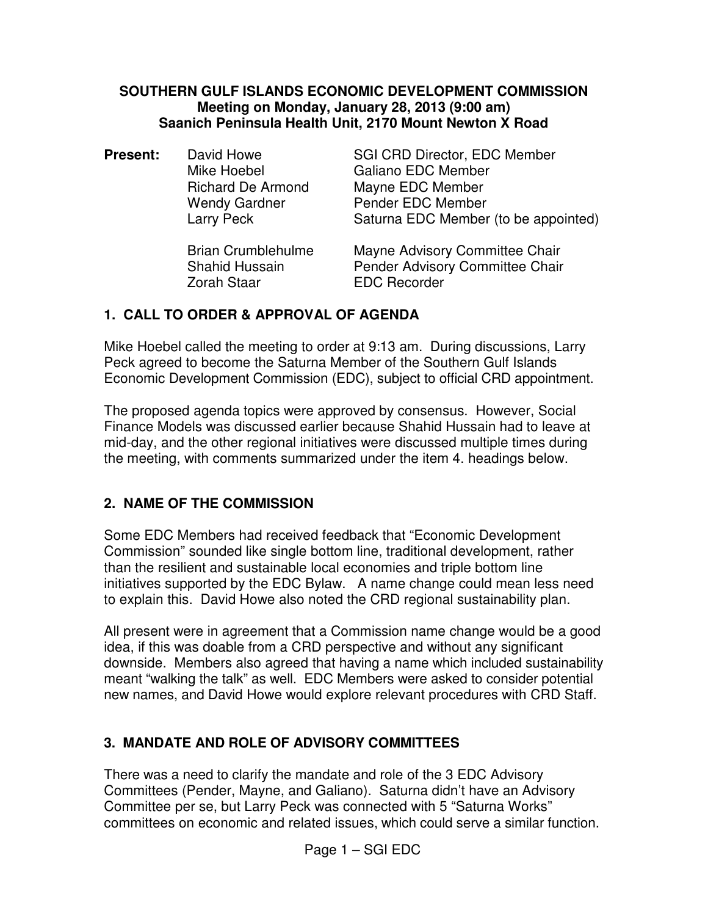**SOUTHERN GULF ISLANDS ECONOMIC DEVELOPMENT COMMISSION**
**Meeting on Monday, January 28, 2013 (9:00 am)**
**Saanich Peninsula Health Unit, 2170 Mount Newton X Road**

| **Present:** | | |
|---|---|---|
| | David Howe | SGI CRD Director, EDC Member |
| | Mike Hoebel | Galiano EDC Member |
| | Richard De Armond | Mayne EDC Member |
| | Wendy Gardner | Pender EDC Member |
| | Larry Peck | Saturna EDC Member (to be appointed) |
| | Brian Crumblehulme | Mayne Advisory Committee Chair |
| | Shahid Hussain | Pender Advisory Committee Chair |
| | Zorah Staar | EDC Recorder |

## 1. CALL TO ORDER & APPROVAL OF AGENDA

Mike Hoebel called the meeting to order at 9:13 am. During discussions, Larry Peck agreed to become the Saturna Member of the Southern Gulf Islands Economic Development Commission (EDC), subject to official CRD appointment.

The proposed agenda topics were approved by consensus. However, Social Finance Models was discussed earlier because Shahid Hussain had to leave at mid-day, and the other regional initiatives were discussed multiple times during the meeting, with comments summarized under the item 4. headings below.

## 2. NAME OF THE COMMISSION

Some EDC Members had received feedback that "Economic Development Commission" sounded like single bottom line, traditional development, rather than the resilient and sustainable local economies and triple bottom line initiatives supported by the EDC Bylaw. A name change could mean less need to explain this. David Howe also noted the CRD regional sustainability plan.

All present were in agreement that a Commission name change would be a good idea, if this was doable from a CRD perspective and without any significant downside. Members also agreed that having a name which included sustainability meant "walking the talk" as well. EDC Members were asked to consider potential new names, and David Howe would explore relevant procedures with CRD Staff.

## 3. MANDATE AND ROLE OF ADVISORY COMMITTEES

There was a need to clarify the mandate and role of the 3 EDC Advisory Committees (Pender, Mayne, and Galiano). Saturna didn't have an Advisory Committee per se, but Larry Peck was connected with 5 "Saturna Works" committees on economic and related issues, which could serve a similar function.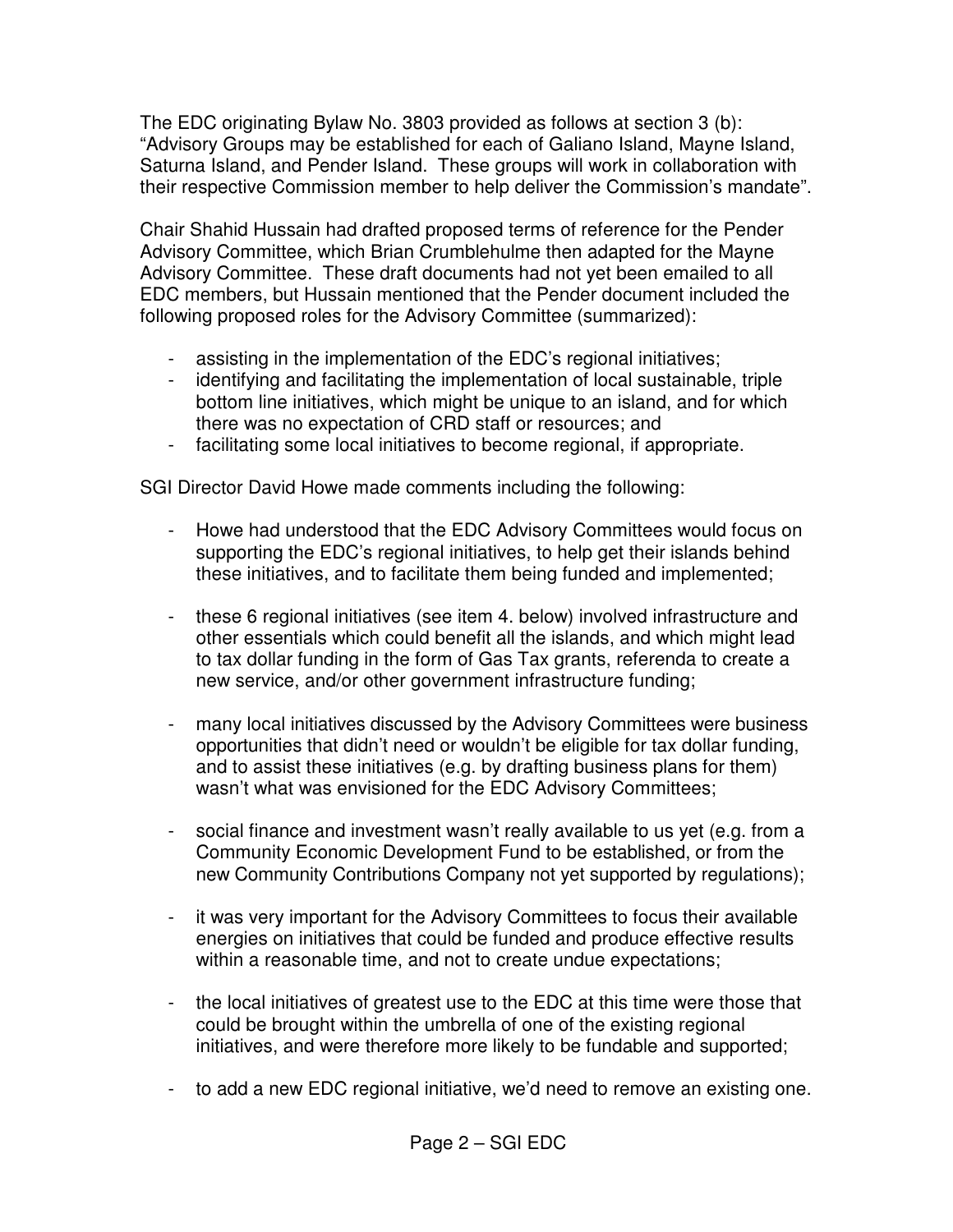The EDC originating Bylaw No. 3803 provided as follows at section 3 (b): "Advisory Groups may be established for each of Galiano Island, Mayne Island, Saturna Island, and Pender Island. These groups will work in collaboration with their respective Commission member to help deliver the Commission's mandate".

Chair Shahid Hussain had drafted proposed terms of reference for the Pender Advisory Committee, which Brian Crumblehulme then adapted for the Mayne Advisory Committee. These draft documents had not yet been emailed to all EDC members, but Hussain mentioned that the Pender document included the following proposed roles for the Advisory Committee (summarized):

- assisting in the implementation of the EDC's regional initiatives;
- identifying and facilitating the implementation of local sustainable, triple bottom line initiatives, which might be unique to an island, and for which there was no expectation of CRD staff or resources; and
- facilitating some local initiatives to become regional, if appropriate.

SGI Director David Howe made comments including the following:

- Howe had understood that the EDC Advisory Committees would focus on supporting the EDC's regional initiatives, to help get their islands behind these initiatives, and to facilitate them being funded and implemented;

- these 6 regional initiatives (see item 4. below) involved infrastructure and other essentials which could benefit all the islands, and which might lead to tax dollar funding in the form of Gas Tax grants, referenda to create a new service, and/or other government infrastructure funding;

- many local initiatives discussed by the Advisory Committees were business opportunities that didn't need or wouldn't be eligible for tax dollar funding, and to assist these initiatives (e.g. by drafting business plans for them) wasn't what was envisioned for the EDC Advisory Committees;

- social finance and investment wasn't really available to us yet (e.g. from a Community Economic Development Fund to be established, or from the new Community Contributions Company not yet supported by regulations);

- it was very important for the Advisory Committees to focus their available energies on initiatives that could be funded and produce effective results within a reasonable time, and not to create undue expectations;

- the local initiatives of greatest use to the EDC at this time were those that could be brought within the umbrella of one of the existing regional initiatives, and were therefore more likely to be fundable and supported;

- to add a new EDC regional initiative, we'd need to remove an existing one.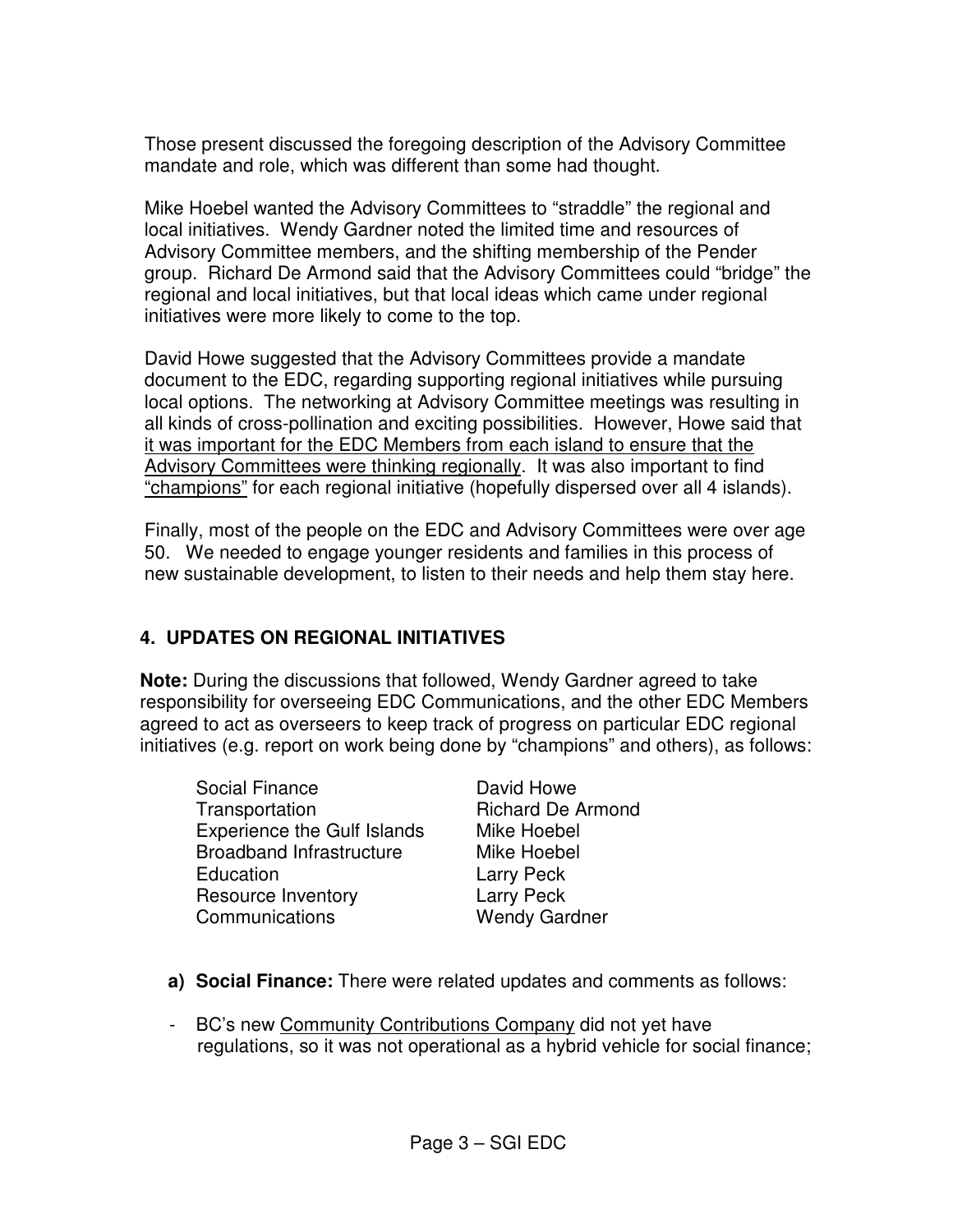Those present discussed the foregoing description of the Advisory Committee mandate and role, which was different than some had thought.

Mike Hoebel wanted the Advisory Committees to "straddle" the regional and local initiatives. Wendy Gardner noted the limited time and resources of Advisory Committee members, and the shifting membership of the Pender group. Richard De Armond said that the Advisory Committees could "bridge" the regional and local initiatives, but that local ideas which came under regional initiatives were more likely to come to the top.

David Howe suggested that the Advisory Committees provide a mandate document to the EDC, regarding supporting regional initiatives while pursuing local options. The networking at Advisory Committee meetings was resulting in all kinds of cross-pollination and exciting possibilities. However, Howe said that <u>it was important for the EDC Members from each island to ensure that the Advisory Committees were thinking regionally</u>. It was also important to find <u>"champions"</u> for each regional initiative (hopefully dispersed over all 4 islands).

Finally, most of the people on the EDC and Advisory Committees were over age 50. We needed to engage younger residents and families in this process of new sustainable development, to listen to their needs and help them stay here.

## 4. UPDATES ON REGIONAL INITIATIVES

**Note:** During the discussions that followed, Wendy Gardner agreed to take responsibility for overseeing EDC Communications, and the other EDC Members agreed to act as overseers to keep track of progress on particular EDC regional initiatives (e.g. report on work being done by "champions" and others), as follows:

| | |
|---|---|
| Social Finance | David Howe |
| Transportation | Richard De Armond |
| Experience the Gulf Islands | Mike Hoebel |
| Broadband Infrastructure | Mike Hoebel |
| Education | Larry Peck |
| Resource Inventory | Larry Peck |
| Communications | Wendy Gardner |

a) **Social Finance:** There were related updates and comments as follows:

- BC's new <u>Community Contributions Company</u> did not yet have regulations, so it was not operational as a hybrid vehicle for social finance;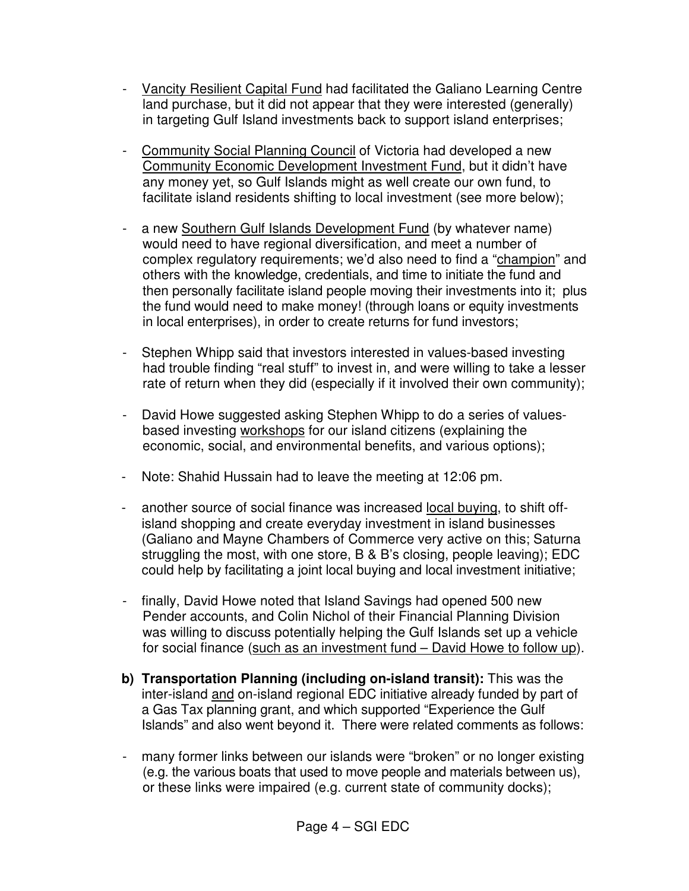- Vancity Resilient Capital Fund had facilitated the Galiano Learning Centre land purchase, but it did not appear that they were interested (generally) in targeting Gulf Island investments back to support island enterprises;

- Community Social Planning Council of Victoria had developed a new Community Economic Development Investment Fund, but it didn't have any money yet, so Gulf Islands might as well create our own fund, to facilitate island residents shifting to local investment (see more below);

- a new Southern Gulf Islands Development Fund (by whatever name) would need to have regional diversification, and meet a number of complex regulatory requirements; we'd also need to find a "champion" and others with the knowledge, credentials, and time to initiate the fund and then personally facilitate island people moving their investments into it; plus the fund would need to make money! (through loans or equity investments in local enterprises), in order to create returns for fund investors;

- Stephen Whipp said that investors interested in values-based investing had trouble finding "real stuff" to invest in, and were willing to take a lesser rate of return when they did (especially if it involved their own community);

- David Howe suggested asking Stephen Whipp to do a series of values-based investing workshops for our island citizens (explaining the economic, social, and environmental benefits, and various options);

- Note: Shahid Hussain had to leave the meeting at 12:06 pm.

- another source of social finance was increased local buying, to shift off-island shopping and create everyday investment in island businesses (Galiano and Mayne Chambers of Commerce very active on this; Saturna struggling the most, with one store, B & B's closing, people leaving); EDC could help by facilitating a joint local buying and local investment initiative;

- finally, David Howe noted that Island Savings had opened 500 new Pender accounts, and Colin Nichol of their Financial Planning Division was willing to discuss potentially helping the Gulf Islands set up a vehicle for social finance (such as an investment fund – David Howe to follow up).

**b) Transportation Planning (including on-island transit):** This was the inter-island and on-island regional EDC initiative already funded by part of a Gas Tax planning grant, and which supported "Experience the Gulf Islands" and also went beyond it. There were related comments as follows:

- many former links between our islands were "broken" or no longer existing (e.g. the various boats that used to move people and materials between us), or these links were impaired (e.g. current state of community docks);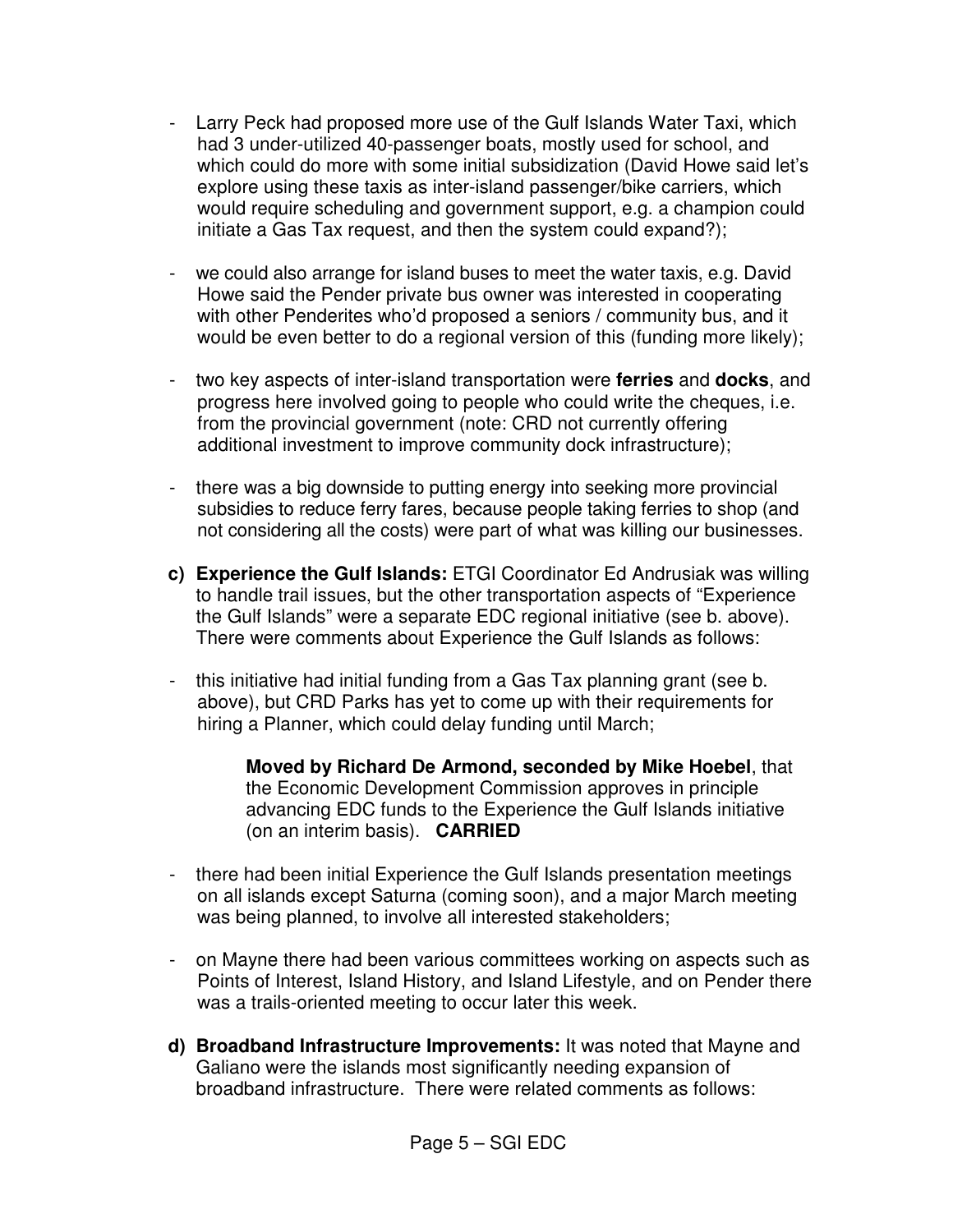- Larry Peck had proposed more use of the Gulf Islands Water Taxi, which had 3 under-utilized 40-passenger boats, mostly used for school, and which could do more with some initial subsidization (David Howe said let's explore using these taxis as inter-island passenger/bike carriers, which would require scheduling and government support, e.g. a champion could initiate a Gas Tax request, and then the system could expand?);

- we could also arrange for island buses to meet the water taxis, e.g. David Howe said the Pender private bus owner was interested in cooperating with other Penderites who'd proposed a seniors / community bus, and it would be even better to do a regional version of this (funding more likely);

- two key aspects of inter-island transportation were **ferries** and **docks**, and progress here involved going to people who could write the cheques, i.e. from the provincial government (note: CRD not currently offering additional investment to improve community dock infrastructure);

- there was a big downside to putting energy into seeking more provincial subsidies to reduce ferry fares, because people taking ferries to shop (and not considering all the costs) were part of what was killing our businesses.

**c) Experience the Gulf Islands:** ETGI Coordinator Ed Andrusiak was willing to handle trail issues, but the other transportation aspects of "Experience the Gulf Islands" were a separate EDC regional initiative (see b. above). There were comments about Experience the Gulf Islands as follows:

- this initiative had initial funding from a Gas Tax planning grant (see b. above), but CRD Parks has yet to come up with their requirements for hiring a Planner, which could delay funding until March;

> **Moved by Richard De Armond, seconded by Mike Hoebel**, that the Economic Development Commission approves in principle advancing EDC funds to the Experience the Gulf Islands initiative (on an interim basis). **CARRIED**

- there had been initial Experience the Gulf Islands presentation meetings on all islands except Saturna (coming soon), and a major March meeting was being planned, to involve all interested stakeholders;

- on Mayne there had been various committees working on aspects such as Points of Interest, Island History, and Island Lifestyle, and on Pender there was a trails-oriented meeting to occur later this week.

**d) Broadband Infrastructure Improvements:** It was noted that Mayne and Galiano were the islands most significantly needing expansion of broadband infrastructure. There were related comments as follows: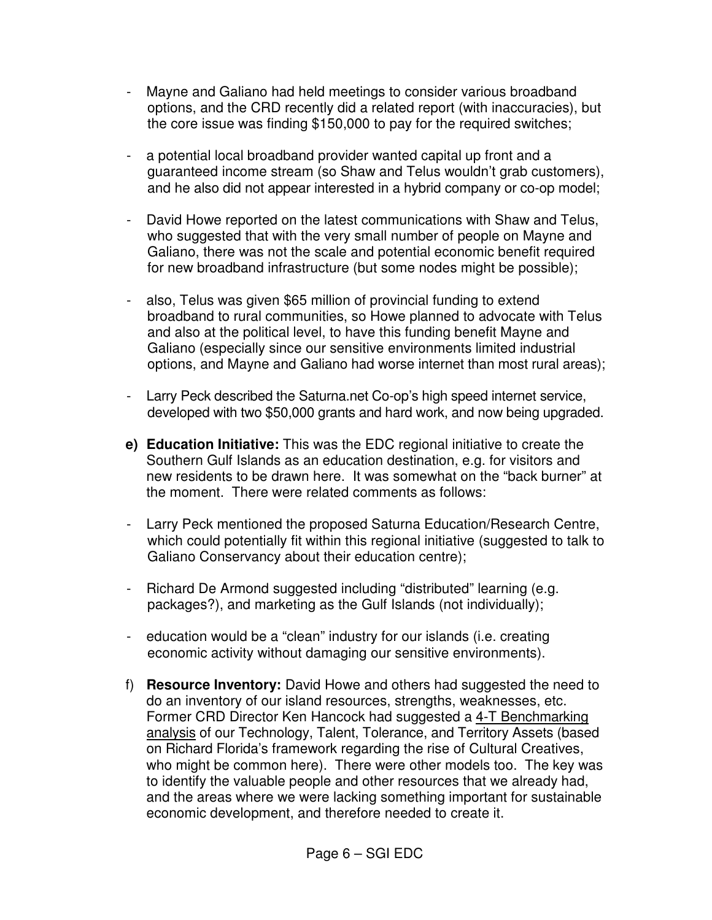- Mayne and Galiano had held meetings to consider various broadband options, and the CRD recently did a related report (with inaccuracies), but the core issue was finding $150,000 to pay for the required switches;

- a potential local broadband provider wanted capital up front and a guaranteed income stream (so Shaw and Telus wouldn't grab customers), and he also did not appear interested in a hybrid company or co-op model;

- David Howe reported on the latest communications with Shaw and Telus, who suggested that with the very small number of people on Mayne and Galiano, there was not the scale and potential economic benefit required for new broadband infrastructure (but some nodes might be possible);

- also, Telus was given $65 million of provincial funding to extend broadband to rural communities, so Howe planned to advocate with Telus and also at the political level, to have this funding benefit Mayne and Galiano (especially since our sensitive environments limited industrial options, and Mayne and Galiano had worse internet than most rural areas);

- Larry Peck described the Saturna.net Co-op's high speed internet service, developed with two $50,000 grants and hard work, and now being upgraded.

**e) Education Initiative:** This was the EDC regional initiative to create the Southern Gulf Islands as an education destination, e.g. for visitors and new residents to be drawn here. It was somewhat on the "back burner" at the moment. There were related comments as follows:

- Larry Peck mentioned the proposed Saturna Education/Research Centre, which could potentially fit within this regional initiative (suggested to talk to Galiano Conservancy about their education centre);

- Richard De Armond suggested including "distributed" learning (e.g. packages?), and marketing as the Gulf Islands (not individually);

- education would be a "clean" industry for our islands (i.e. creating economic activity without damaging our sensitive environments).

f) **Resource Inventory:** David Howe and others had suggested the need to do an inventory of our island resources, strengths, weaknesses, etc. Former CRD Director Ken Hancock had suggested a 4-T Benchmarking analysis of our Technology, Talent, Tolerance, and Territory Assets (based on Richard Florida's framework regarding the rise of Cultural Creatives, who might be common here). There were other models too. The key was to identify the valuable people and other resources that we already had, and the areas where we were lacking something important for sustainable economic development, and therefore needed to create it.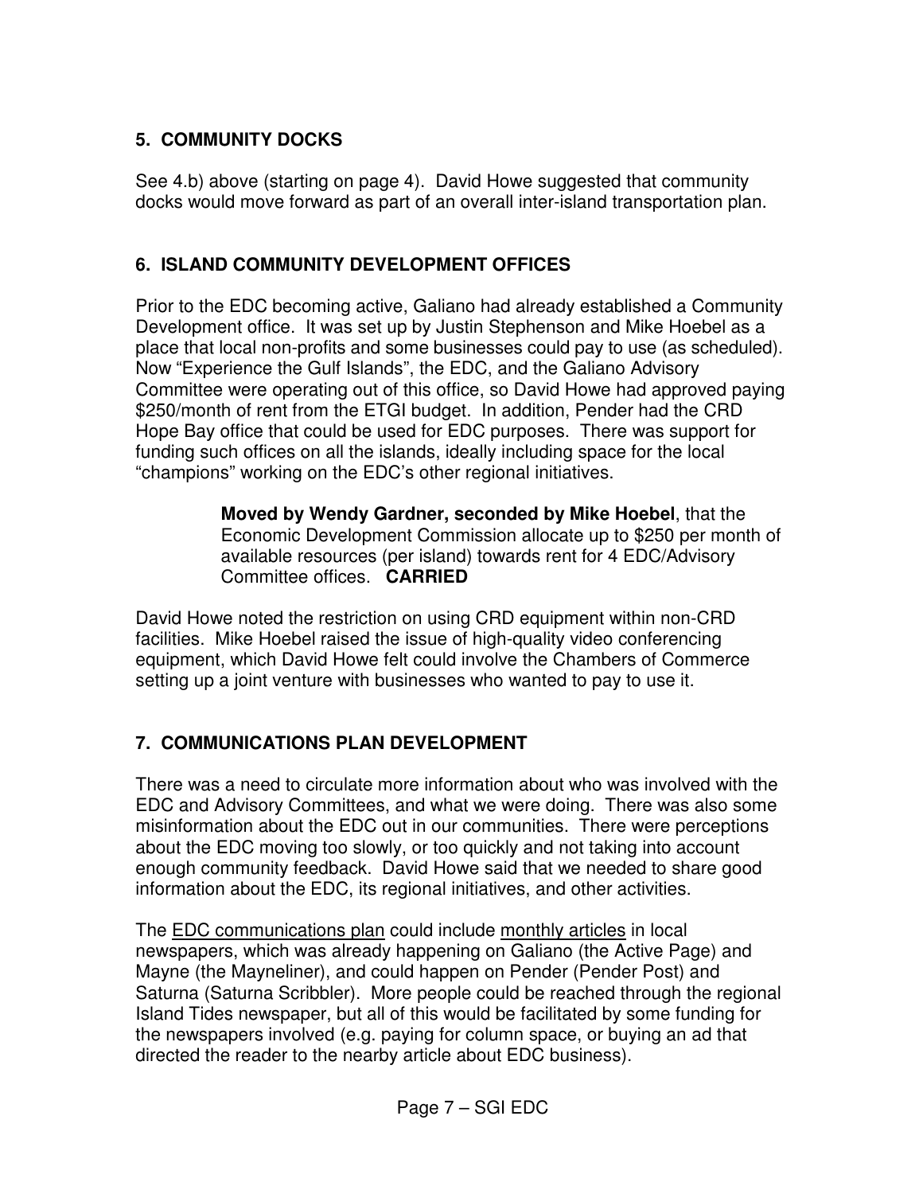## 5. COMMUNITY DOCKS

See 4.b) above (starting on page 4). David Howe suggested that community docks would move forward as part of an overall inter-island transportation plan.

## 6. ISLAND COMMUNITY DEVELOPMENT OFFICES

Prior to the EDC becoming active, Galiano had already established a Community Development office. It was set up by Justin Stephenson and Mike Hoebel as a place that local non-profits and some businesses could pay to use (as scheduled). Now "Experience the Gulf Islands", the EDC, and the Galiano Advisory Committee were operating out of this office, so David Howe had approved paying $250/month of rent from the ETGI budget. In addition, Pender had the CRD Hope Bay office that could be used for EDC purposes. There was support for funding such offices on all the islands, ideally including space for the local "champions" working on the EDC's other regional initiatives.

> **Moved by Wendy Gardner, seconded by Mike Hoebel**, that the Economic Development Commission allocate up to $250 per month of available resources (per island) towards rent for 4 EDC/Advisory Committee offices. **CARRIED**

David Howe noted the restriction on using CRD equipment within non-CRD facilities. Mike Hoebel raised the issue of high-quality video conferencing equipment, which David Howe felt could involve the Chambers of Commerce setting up a joint venture with businesses who wanted to pay to use it.

## 7. COMMUNICATIONS PLAN DEVELOPMENT

There was a need to circulate more information about who was involved with the EDC and Advisory Committees, and what we were doing. There was also some misinformation about the EDC out in our communities. There were perceptions about the EDC moving too slowly, or too quickly and not taking into account enough community feedback. David Howe said that we needed to share good information about the EDC, its regional initiatives, and other activities.

The <u>EDC communications plan</u> could include <u>monthly articles</u> in local newspapers, which was already happening on Galiano (the Active Page) and Mayne (the Mayneliner), and could happen on Pender (Pender Post) and Saturna (Saturna Scribbler). More people could be reached through the regional Island Tides newspaper, but all of this would be facilitated by some funding for the newspapers involved (e.g. paying for column space, or buying an ad that directed the reader to the nearby article about EDC business).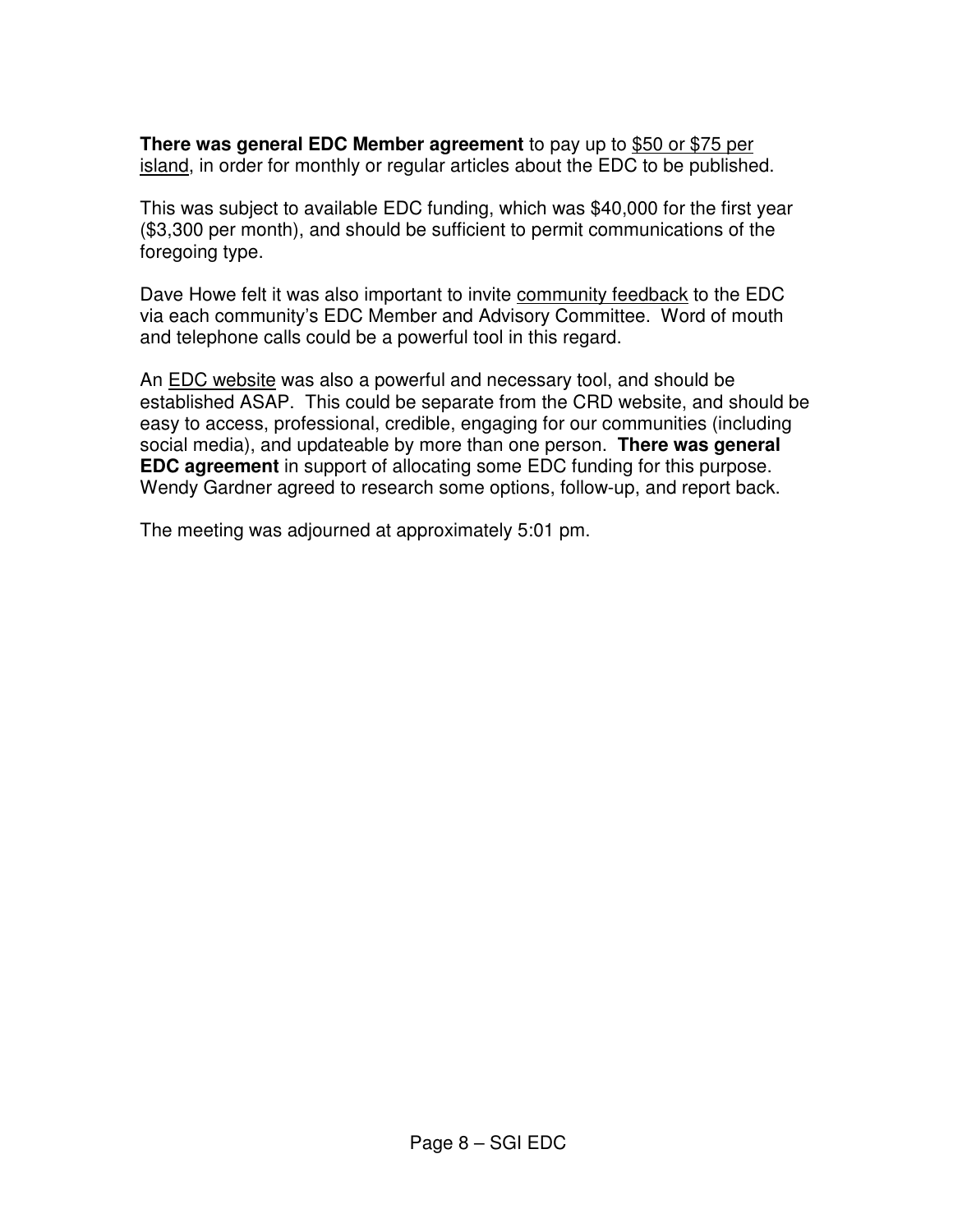**There was general EDC Member agreement** to pay up to $50 or $75 per island, in order for monthly or regular articles about the EDC to be published.

This was subject to available EDC funding, which was $40,000 for the first year ($3,300 per month), and should be sufficient to permit communications of the foregoing type.

Dave Howe felt it was also important to invite community feedback to the EDC via each community's EDC Member and Advisory Committee. Word of mouth and telephone calls could be a powerful tool in this regard.

An EDC website was also a powerful and necessary tool, and should be established ASAP. This could be separate from the CRD website, and should be easy to access, professional, credible, engaging for our communities (including social media), and updateable by more than one person. **There was general EDC agreement** in support of allocating some EDC funding for this purpose. Wendy Gardner agreed to research some options, follow-up, and report back.

The meeting was adjourned at approximately 5:01 pm.